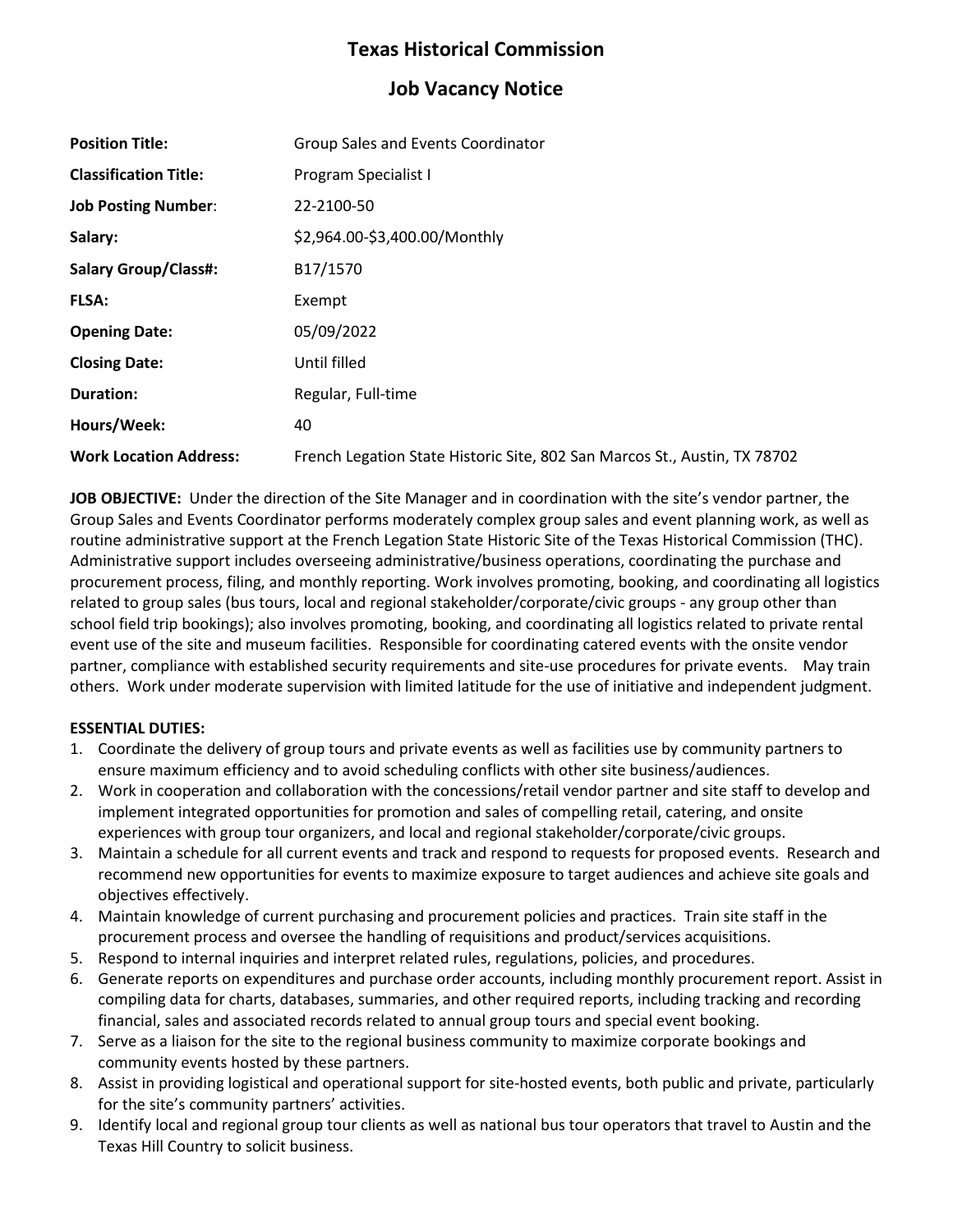# Texas Historical Commission

## Job Vacancy Notice

| | |
|---|---|
| **Position Title:** | Group Sales and Events Coordinator |
| **Classification Title:** | Program Specialist I |
| **Job Posting Number**: | 22-2100-50 |
| **Salary:** | $2,964.00-$3,400.00/Monthly |
| **Salary Group/Class#:** | B17/1570 |
| **FLSA:** | Exempt |
| **Opening Date:** | 05/09/2022 |
| **Closing Date:** | Until filled |
| **Duration:** | Regular, Full-time |
| **Hours/Week:** | 40 |
| **Work Location Address:** | French Legation State Historic Site, 802 San Marcos St., Austin, TX 78702 |

**JOB OBJECTIVE:** Under the direction of the Site Manager and in coordination with the site's vendor partner, the Group Sales and Events Coordinator performs moderately complex group sales and event planning work, as well as routine administrative support at the French Legation State Historic Site of the Texas Historical Commission (THC). Administrative support includes overseeing administrative/business operations, coordinating the purchase and procurement process, filing, and monthly reporting. Work involves promoting, booking, and coordinating all logistics related to group sales (bus tours, local and regional stakeholder/corporate/civic groups - any group other than school field trip bookings); also involves promoting, booking, and coordinating all logistics related to private rental event use of the site and museum facilities. Responsible for coordinating catered events with the onsite vendor partner, compliance with established security requirements and site-use procedures for private events. May train others. Work under moderate supervision with limited latitude for the use of initiative and independent judgment.

**ESSENTIAL DUTIES:**

1. Coordinate the delivery of group tours and private events as well as facilities use by community partners to ensure maximum efficiency and to avoid scheduling conflicts with other site business/audiences.
2. Work in cooperation and collaboration with the concessions/retail vendor partner and site staff to develop and implement integrated opportunities for promotion and sales of compelling retail, catering, and onsite experiences with group tour organizers, and local and regional stakeholder/corporate/civic groups.
3. Maintain a schedule for all current events and track and respond to requests for proposed events. Research and recommend new opportunities for events to maximize exposure to target audiences and achieve site goals and objectives effectively.
4. Maintain knowledge of current purchasing and procurement policies and practices. Train site staff in the procurement process and oversee the handling of requisitions and product/services acquisitions.
5. Respond to internal inquiries and interpret related rules, regulations, policies, and procedures.
6. Generate reports on expenditures and purchase order accounts, including monthly procurement report. Assist in compiling data for charts, databases, summaries, and other required reports, including tracking and recording financial, sales and associated records related to annual group tours and special event booking.
7. Serve as a liaison for the site to the regional business community to maximize corporate bookings and community events hosted by these partners.
8. Assist in providing logistical and operational support for site-hosted events, both public and private, particularly for the site's community partners' activities.
9. Identify local and regional group tour clients as well as national bus tour operators that travel to Austin and the Texas Hill Country to solicit business.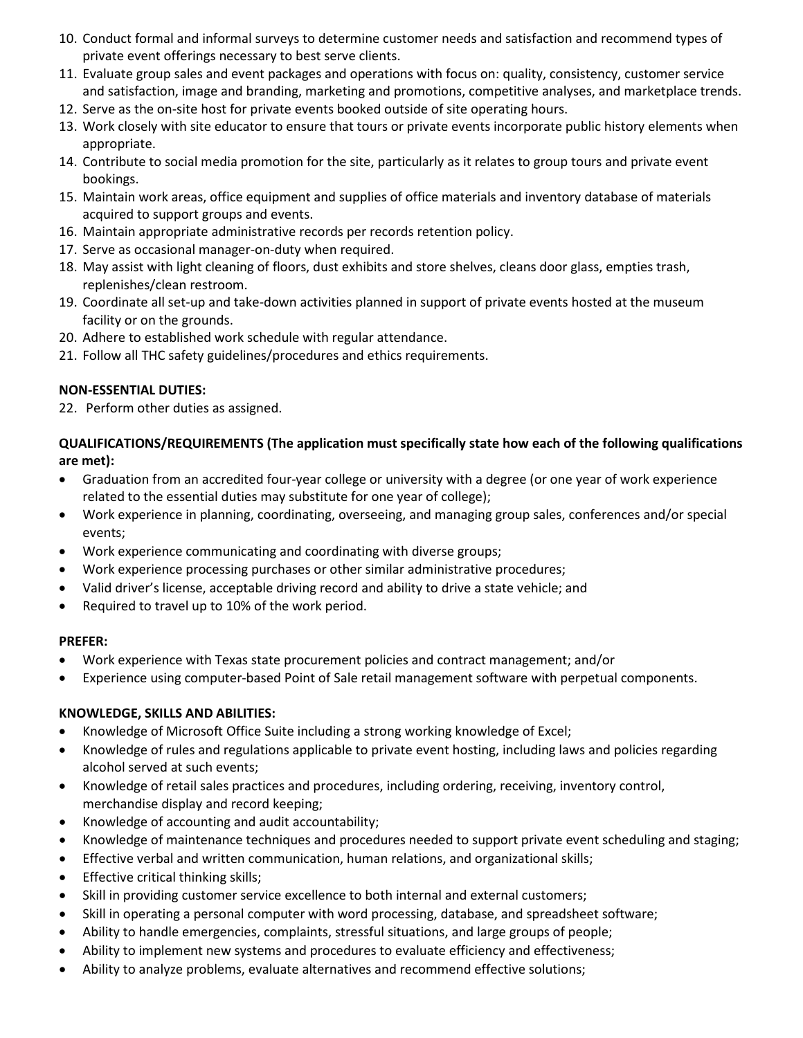10. Conduct formal and informal surveys to determine customer needs and satisfaction and recommend types of private event offerings necessary to best serve clients.
11. Evaluate group sales and event packages and operations with focus on: quality, consistency, customer service and satisfaction, image and branding, marketing and promotions, competitive analyses, and marketplace trends.
12. Serve as the on-site host for private events booked outside of site operating hours.
13. Work closely with site educator to ensure that tours or private events incorporate public history elements when appropriate.
14. Contribute to social media promotion for the site, particularly as it relates to group tours and private event bookings.
15. Maintain work areas, office equipment and supplies of office materials and inventory database of materials acquired to support groups and events.
16. Maintain appropriate administrative records per records retention policy.
17. Serve as occasional manager-on-duty when required.
18. May assist with light cleaning of floors, dust exhibits and store shelves, cleans door glass, empties trash, replenishes/clean restroom.
19. Coordinate all set-up and take-down activities planned in support of private events hosted at the museum facility or on the grounds.
20. Adhere to established work schedule with regular attendance.
21. Follow all THC safety guidelines/procedures and ethics requirements.

**NON-ESSENTIAL DUTIES:**

22. Perform other duties as assigned.

**QUALIFICATIONS/REQUIREMENTS (The application must specifically state how each of the following qualifications are met):**

- Graduation from an accredited four-year college or university with a degree (or one year of work experience related to the essential duties may substitute for one year of college);
- Work experience in planning, coordinating, overseeing, and managing group sales, conferences and/or special events;
- Work experience communicating and coordinating with diverse groups;
- Work experience processing purchases or other similar administrative procedures;
- Valid driver's license, acceptable driving record and ability to drive a state vehicle; and
- Required to travel up to 10% of the work period.

**PREFER:**

- Work experience with Texas state procurement policies and contract management; and/or
- Experience using computer-based Point of Sale retail management software with perpetual components.

**KNOWLEDGE, SKILLS AND ABILITIES:**

- Knowledge of Microsoft Office Suite including a strong working knowledge of Excel;
- Knowledge of rules and regulations applicable to private event hosting, including laws and policies regarding alcohol served at such events;
- Knowledge of retail sales practices and procedures, including ordering, receiving, inventory control, merchandise display and record keeping;
- Knowledge of accounting and audit accountability;
- Knowledge of maintenance techniques and procedures needed to support private event scheduling and staging;
- Effective verbal and written communication, human relations, and organizational skills;
- Effective critical thinking skills;
- Skill in providing customer service excellence to both internal and external customers;
- Skill in operating a personal computer with word processing, database, and spreadsheet software;
- Ability to handle emergencies, complaints, stressful situations, and large groups of people;
- Ability to implement new systems and procedures to evaluate efficiency and effectiveness;
- Ability to analyze problems, evaluate alternatives and recommend effective solutions;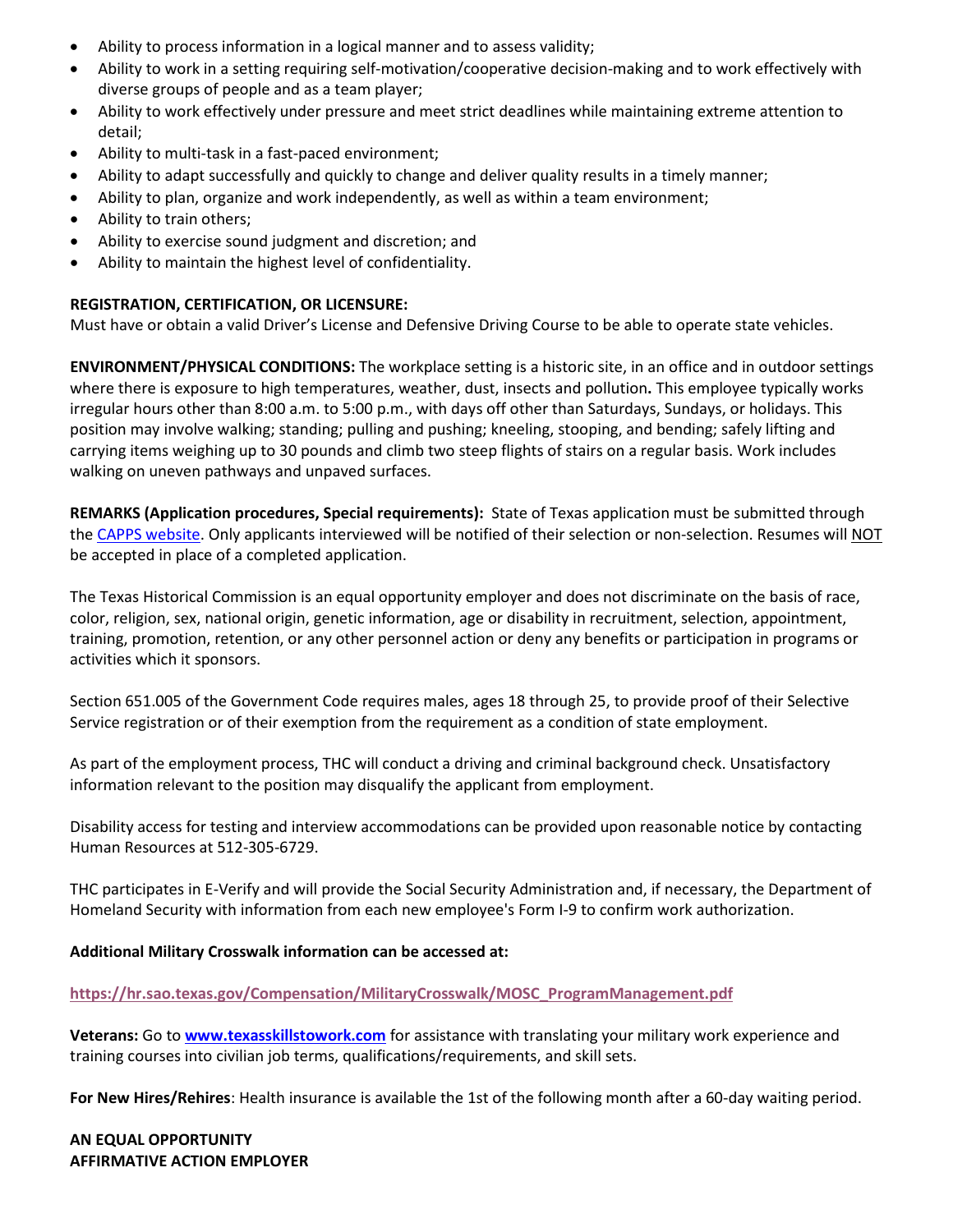- Ability to process information in a logical manner and to assess validity;
- Ability to work in a setting requiring self-motivation/cooperative decision-making and to work effectively with diverse groups of people and as a team player;
- Ability to work effectively under pressure and meet strict deadlines while maintaining extreme attention to detail;
- Ability to multi-task in a fast-paced environment;
- Ability to adapt successfully and quickly to change and deliver quality results in a timely manner;
- Ability to plan, organize and work independently, as well as within a team environment;
- Ability to train others;
- Ability to exercise sound judgment and discretion; and
- Ability to maintain the highest level of confidentiality.

**REGISTRATION, CERTIFICATION, OR LICENSURE:**
Must have or obtain a valid Driver's License and Defensive Driving Course to be able to operate state vehicles.

**ENVIRONMENT/PHYSICAL CONDITIONS:** The workplace setting is a historic site, in an office and in outdoor settings where there is exposure to high temperatures, weather, dust, insects and pollution**.** This employee typically works irregular hours other than 8:00 a.m. to 5:00 p.m., with days off other than Saturdays, Sundays, or holidays. This position may involve walking; standing; pulling and pushing; kneeling, stooping, and bending; safely lifting and carrying items weighing up to 30 pounds and climb two steep flights of stairs on a regular basis. Work includes walking on uneven pathways and unpaved surfaces.

**REMARKS (Application procedures, Special requirements):** State of Texas application must be submitted through the CAPPS website. Only applicants interviewed will be notified of their selection or non-selection. Resumes will NOT be accepted in place of a completed application.

The Texas Historical Commission is an equal opportunity employer and does not discriminate on the basis of race, color, religion, sex, national origin, genetic information, age or disability in recruitment, selection, appointment, training, promotion, retention, or any other personnel action or deny any benefits or participation in programs or activities which it sponsors.

Section 651.005 of the Government Code requires males, ages 18 through 25, to provide proof of their Selective Service registration or of their exemption from the requirement as a condition of state employment.

As part of the employment process, THC will conduct a driving and criminal background check. Unsatisfactory information relevant to the position may disqualify the applicant from employment.

Disability access for testing and interview accommodations can be provided upon reasonable notice by contacting Human Resources at 512-305-6729.

THC participates in E-Verify and will provide the Social Security Administration and, if necessary, the Department of Homeland Security with information from each new employee's Form I-9 to confirm work authorization.

**Additional Military Crosswalk information can be accessed at:**

**https://hr.sao.texas.gov/Compensation/MilitaryCrosswalk/MOSC_ProgramManagement.pdf**

**Veterans:** Go to **www.texasskillstowork.com** for assistance with translating your military work experience and training courses into civilian job terms, qualifications/requirements, and skill sets.

**For New Hires/Rehires**: Health insurance is available the 1st of the following month after a 60-day waiting period.

**AN EQUAL OPPORTUNITY**
**AFFIRMATIVE ACTION EMPLOYER**